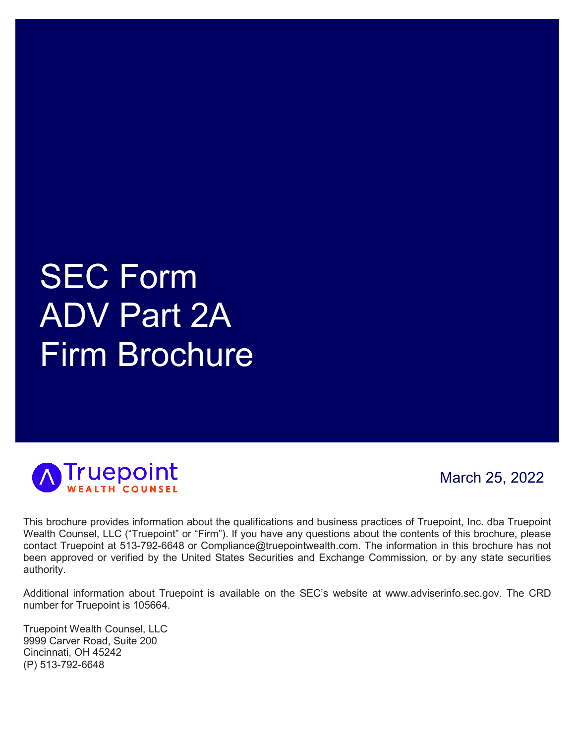# SEC Form ADV Part 2A Firm Brochure

Truepoint WEALTH COUNSEL

March 25, 2022

This brochure provides information about the qualifications and business practices of Truepoint, Inc. dba Truepoint Wealth Counsel, LLC ("Truepoint" or "Firm"). If you have any questions about the contents of this brochure, please contact Truepoint at 513-792-6648 or Compliance@truepointwealth.com. The information in this brochure has not been approved or verified by the United States Securities and Exchange Commission, or by any state securities authority.

Additional information about Truepoint is available on the SEC's website at www.adviserinfo.sec.gov. The CRD number for Truepoint is 105664.

Truepoint Wealth Counsel, LLC
9999 Carver Road, Suite 200
Cincinnati, OH 45242
(P) 513-792-6648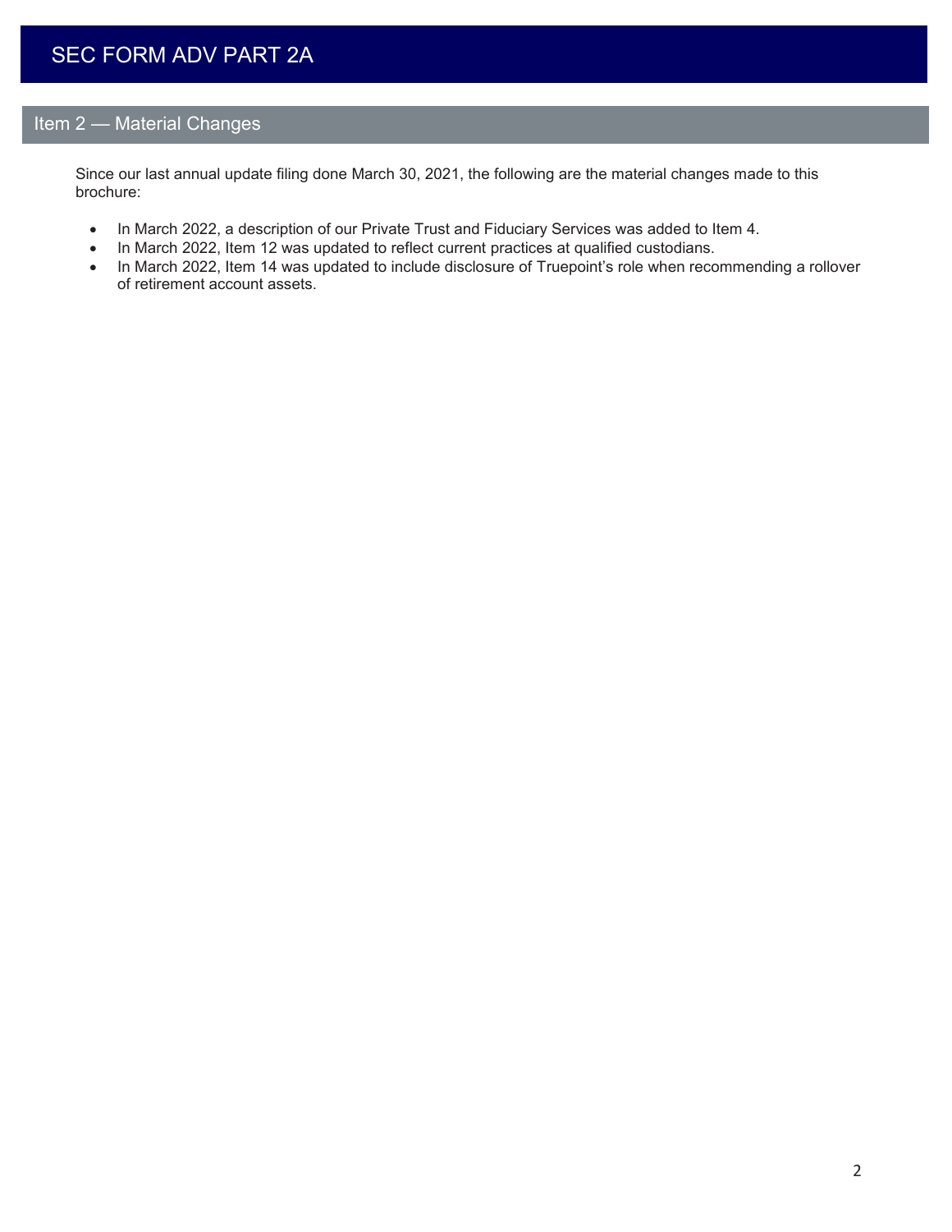# SEC FORM ADV PART 2A

## Item 2 — Material Changes

Since our last annual update filing done March 30, 2021, the following are the material changes made to this brochure:

- In March 2022, a description of our Private Trust and Fiduciary Services was added to Item 4.
- In March 2022, Item 12 was updated to reflect current practices at qualified custodians.
- In March 2022, Item 14 was updated to include disclosure of Truepoint's role when recommending a rollover of retirement account assets.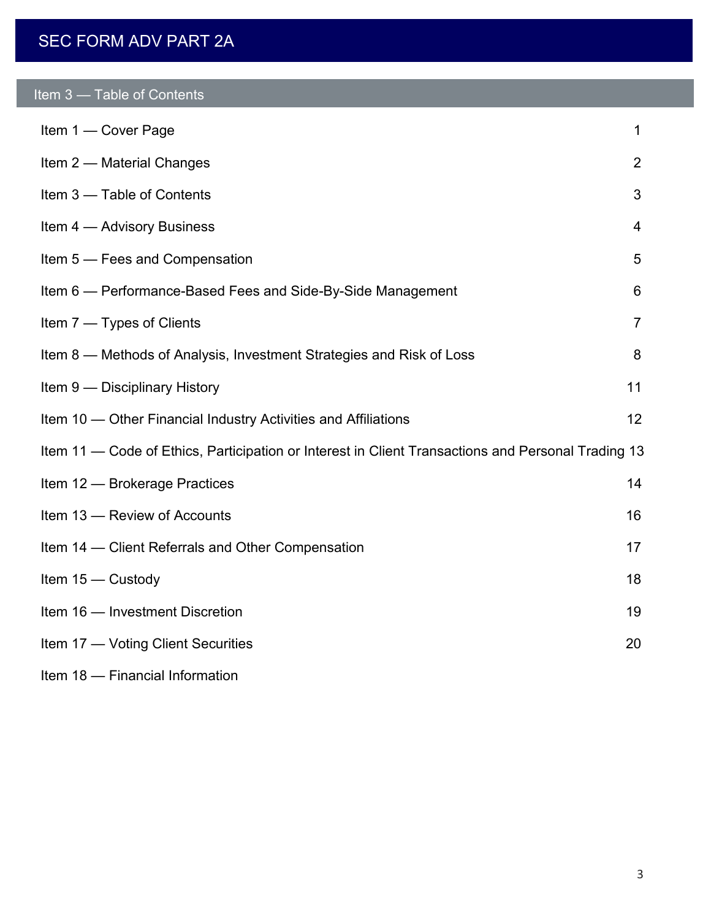# SEC FORM ADV PART 2A

## Item 3 — Table of Contents

| | |
|---|---|
| Item 1 — Cover Page | 1 |
| Item 2 — Material Changes | 2 |
| Item 3 — Table of Contents | 3 |
| Item 4 — Advisory Business | 4 |
| Item 5 — Fees and Compensation | 5 |
| Item 6 — Performance-Based Fees and Side-By-Side Management | 6 |
| Item 7 — Types of Clients | 7 |
| Item 8 — Methods of Analysis, Investment Strategies and Risk of Loss | 8 |
| Item 9 — Disciplinary History | 11 |
| Item 10 — Other Financial Industry Activities and Affiliations | 12 |
| Item 11 — Code of Ethics, Participation or Interest in Client Transactions and Personal Trading | 13 |
| Item 12 — Brokerage Practices | 14 |
| Item 13 — Review of Accounts | 16 |
| Item 14 — Client Referrals and Other Compensation | 17 |
| Item 15 — Custody | 18 |
| Item 16 — Investment Discretion | 19 |
| Item 17 — Voting Client Securities | 20 |
| Item 18 — Financial Information | |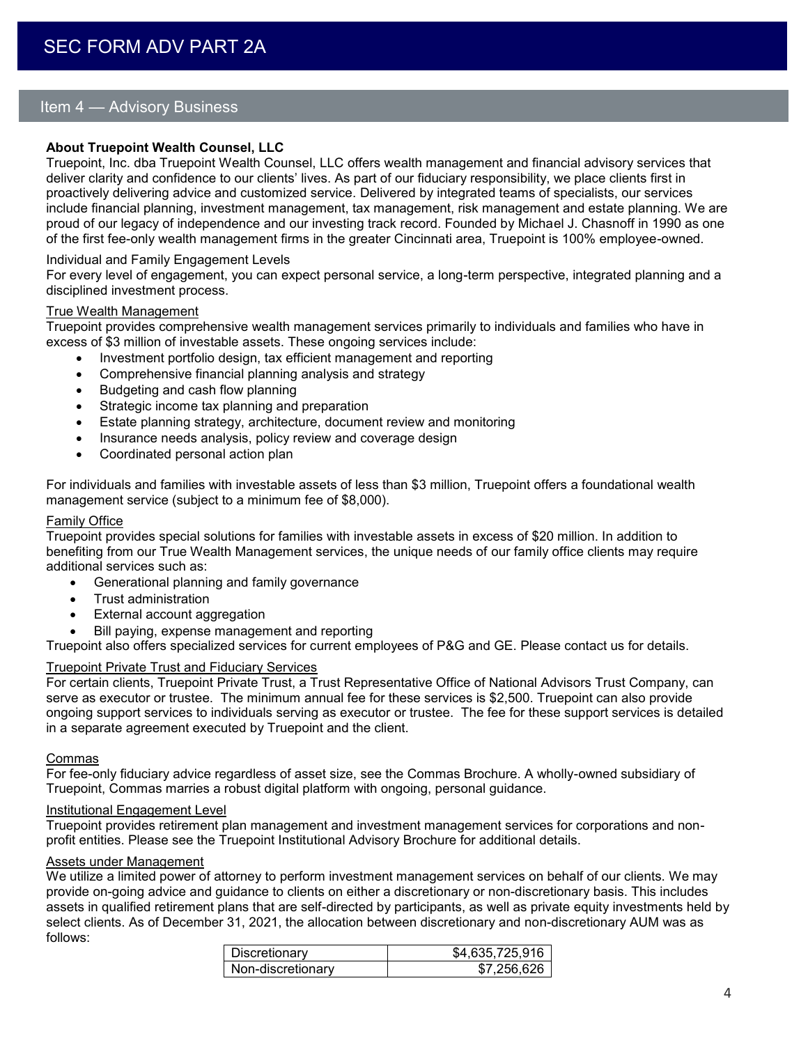# SEC FORM ADV PART 2A

## Item 4 — Advisory Business

**About Truepoint Wealth Counsel, LLC**

Truepoint, Inc. dba Truepoint Wealth Counsel, LLC offers wealth management and financial advisory services that deliver clarity and confidence to our clients' lives. As part of our fiduciary responsibility, we place clients first in proactively delivering advice and customized service. Delivered by integrated teams of specialists, our services include financial planning, investment management, tax management, risk management and estate planning. We are proud of our legacy of independence and our investing track record. Founded by Michael J. Chasnoff in 1990 as one of the first fee-only wealth management firms in the greater Cincinnati area, Truepoint is 100% employee-owned.

Individual and Family Engagement Levels

For every level of engagement, you can expect personal service, a long-term perspective, integrated planning and a disciplined investment process.

<u>True Wealth Management</u>

Truepoint provides comprehensive wealth management services primarily to individuals and families who have in excess of $3 million of investable assets. These ongoing services include:

- Investment portfolio design, tax efficient management and reporting
- Comprehensive financial planning analysis and strategy
- Budgeting and cash flow planning
- Strategic income tax planning and preparation
- Estate planning strategy, architecture, document review and monitoring
- Insurance needs analysis, policy review and coverage design
- Coordinated personal action plan

For individuals and families with investable assets of less than $3 million, Truepoint offers a foundational wealth management service (subject to a minimum fee of $8,000).

<u>Family Office</u>

Truepoint provides special solutions for families with investable assets in excess of $20 million. In addition to benefiting from our True Wealth Management services, the unique needs of our family office clients may require additional services such as:

- Generational planning and family governance
- Trust administration
- External account aggregation
- Bill paying, expense management and reporting

Truepoint also offers specialized services for current employees of P&G and GE. Please contact us for details.

<u>Truepoint Private Trust and Fiduciary Services</u>

For certain clients, Truepoint Private Trust, a Trust Representative Office of National Advisors Trust Company, can serve as executor or trustee. The minimum annual fee for these services is $2,500. Truepoint can also provide ongoing support services to individuals serving as executor or trustee. The fee for these support services is detailed in a separate agreement executed by Truepoint and the client.

<u>Commas</u>

For fee-only fiduciary advice regardless of asset size, see the Commas Brochure. A wholly-owned subsidiary of Truepoint, Commas marries a robust digital platform with ongoing, personal guidance.

<u>Institutional Engagement Level</u>

Truepoint provides retirement plan management and investment management services for corporations and non-profit entities. Please see the Truepoint Institutional Advisory Brochure for additional details.

<u>Assets under Management</u>

We utilize a limited power of attorney to perform investment management services on behalf of our clients. We may provide on-going advice and guidance to clients on either a discretionary or non-discretionary basis. This includes assets in qualified retirement plans that are self-directed by participants, as well as private equity investments held by select clients. As of December 31, 2021, the allocation between discretionary and non-discretionary AUM was as follows:

| | |
|---|---:|
| Discretionary | $4,635,725,916 |
| Non-discretionary | $7,256,626 |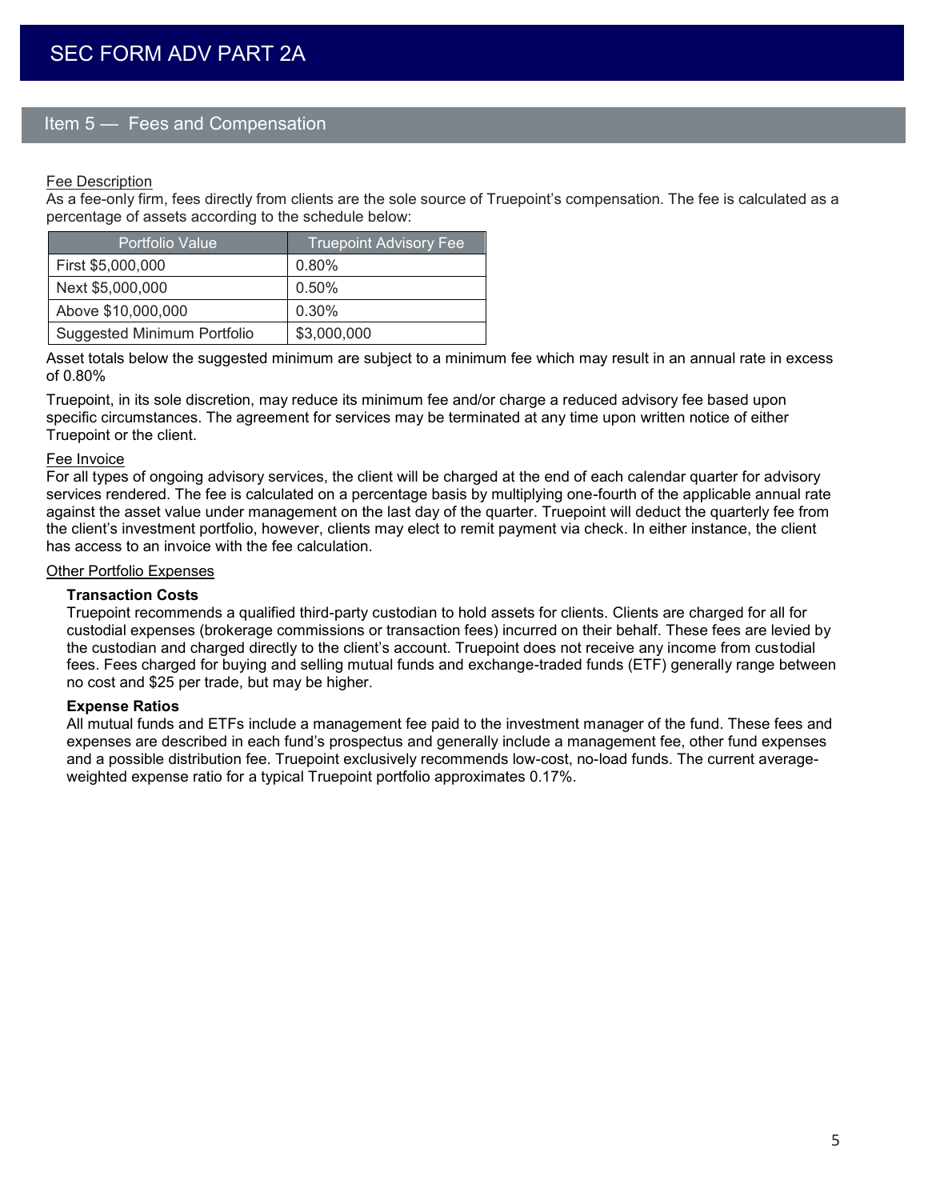# SEC FORM ADV PART 2A

## Item 5 — Fees and Compensation

Fee Description

As a fee-only firm, fees directly from clients are the sole source of Truepoint's compensation. The fee is calculated as a percentage of assets according to the schedule below:

| Portfolio Value | Truepoint Advisory Fee |
|---|---|
| First $5,000,000 | 0.80% |
| Next $5,000,000 | 0.50% |
| Above $10,000,000 | 0.30% |
| Suggested Minimum Portfolio | $3,000,000 |

Asset totals below the suggested minimum are subject to a minimum fee which may result in an annual rate in excess of 0.80%

Truepoint, in its sole discretion, may reduce its minimum fee and/or charge a reduced advisory fee based upon specific circumstances. The agreement for services may be terminated at any time upon written notice of either Truepoint or the client.

Fee Invoice

For all types of ongoing advisory services, the client will be charged at the end of each calendar quarter for advisory services rendered. The fee is calculated on a percentage basis by multiplying one-fourth of the applicable annual rate against the asset value under management on the last day of the quarter. Truepoint will deduct the quarterly fee from the client's investment portfolio, however, clients may elect to remit payment via check. In either instance, the client has access to an invoice with the fee calculation.

Other Portfolio Expenses

**Transaction Costs**

Truepoint recommends a qualified third-party custodian to hold assets for clients. Clients are charged for all for custodial expenses (brokerage commissions or transaction fees) incurred on their behalf. These fees are levied by the custodian and charged directly to the client's account. Truepoint does not receive any income from custodial fees. Fees charged for buying and selling mutual funds and exchange-traded funds (ETF) generally range between no cost and $25 per trade, but may be higher.

**Expense Ratios**

All mutual funds and ETFs include a management fee paid to the investment manager of the fund. These fees and expenses are described in each fund's prospectus and generally include a management fee, other fund expenses and a possible distribution fee. Truepoint exclusively recommends low-cost, no-load funds. The current average-weighted expense ratio for a typical Truepoint portfolio approximates 0.17%.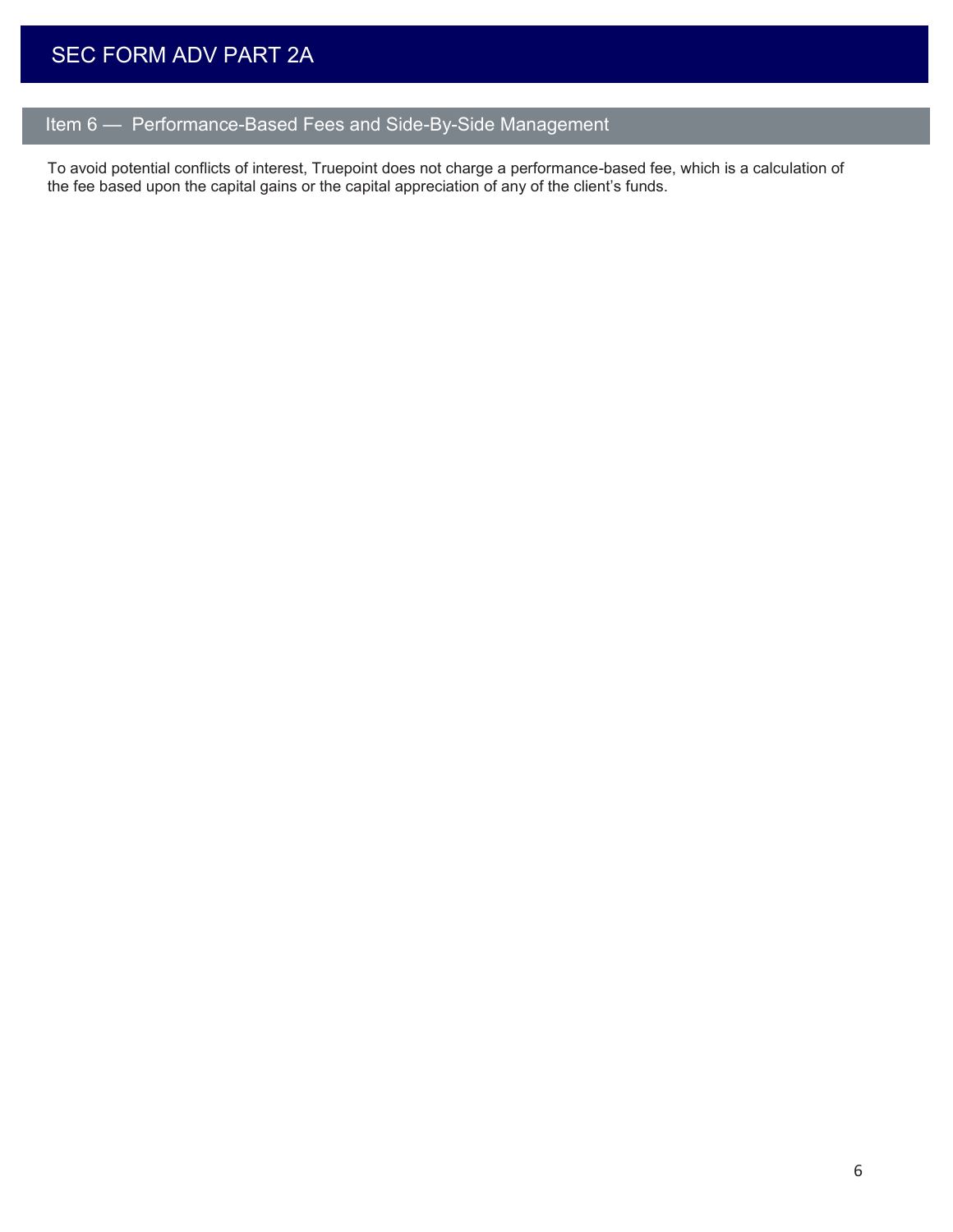## Item 6 — Performance-Based Fees and Side-By-Side Management

To avoid potential conflicts of interest, Truepoint does not charge a performance-based fee, which is a calculation of the fee based upon the capital gains or the capital appreciation of any of the client's funds.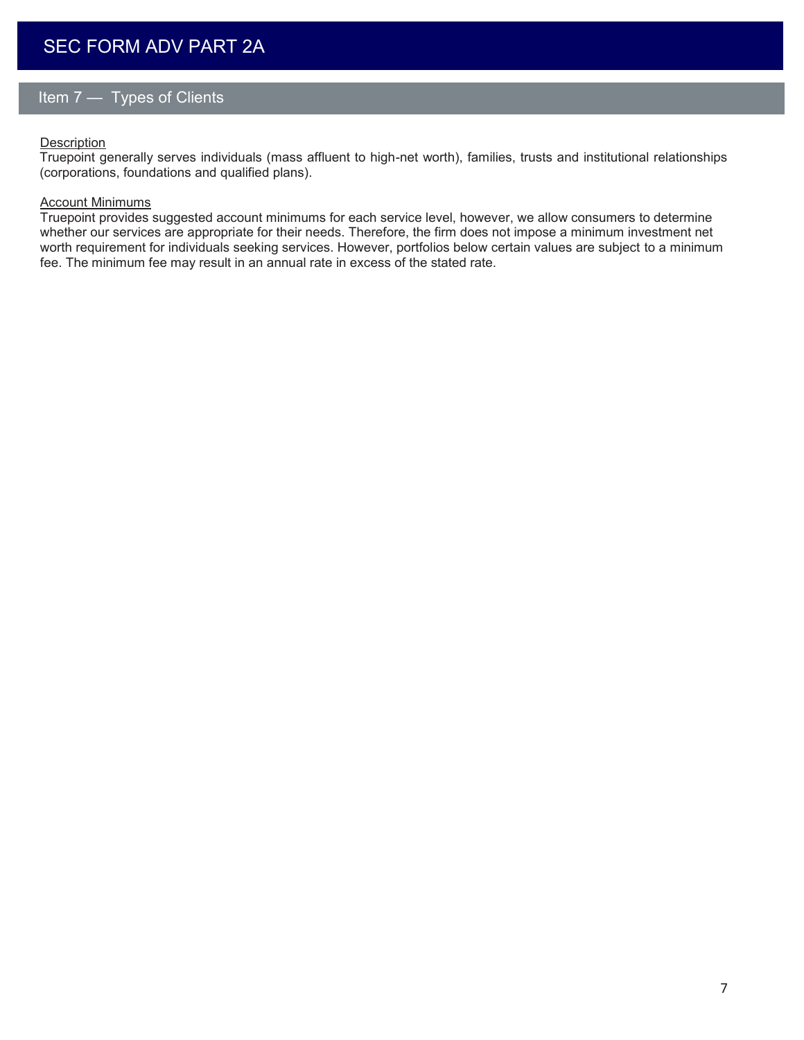# SEC FORM ADV PART 2A

## Item 7 — Types of Clients

Description

Truepoint generally serves individuals (mass affluent to high-net worth), families, trusts and institutional relationships (corporations, foundations and qualified plans).

Account Minimums

Truepoint provides suggested account minimums for each service level, however, we allow consumers to determine whether our services are appropriate for their needs. Therefore, the firm does not impose a minimum investment net worth requirement for individuals seeking services. However, portfolios below certain values are subject to a minimum fee. The minimum fee may result in an annual rate in excess of the stated rate.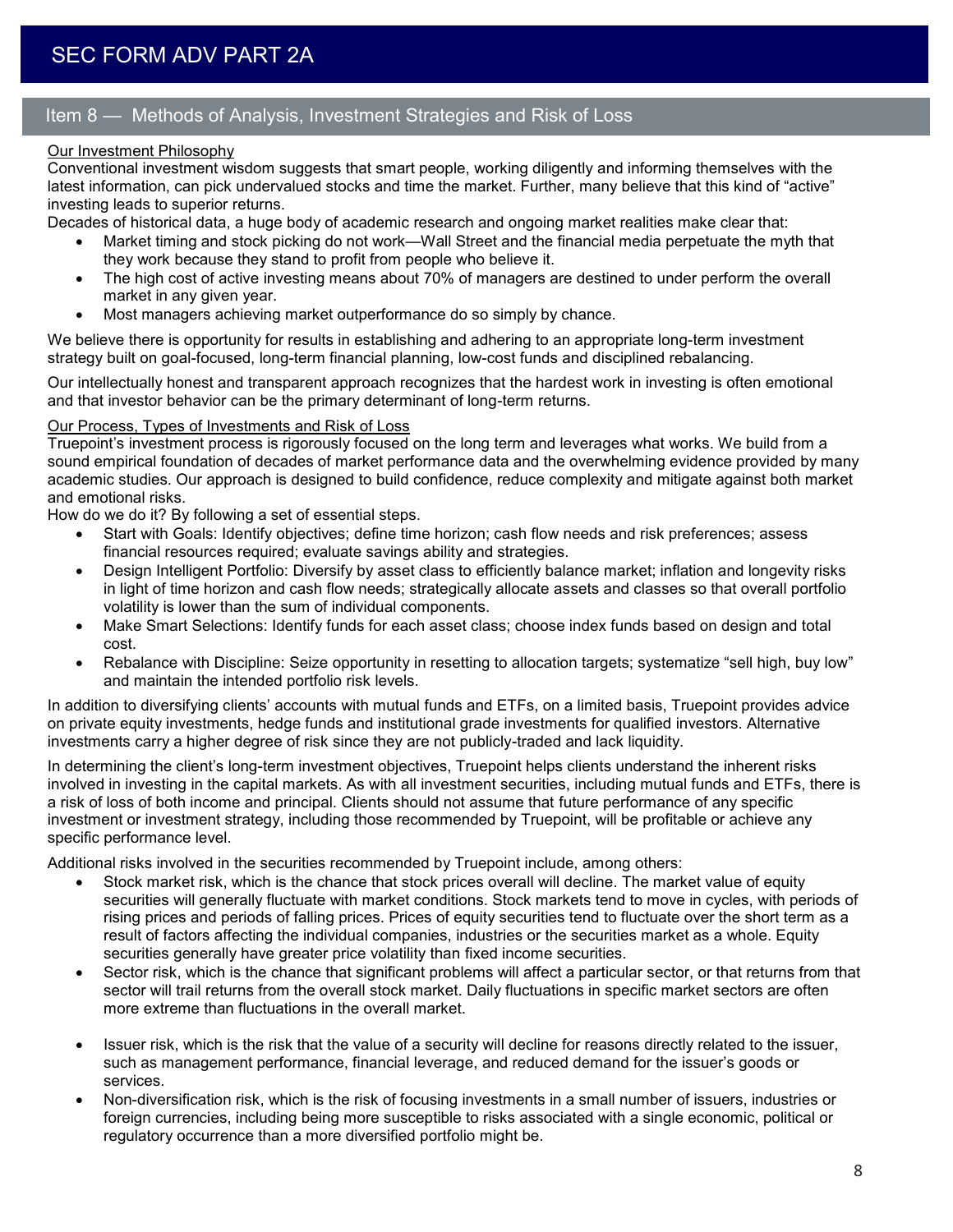# SEC FORM ADV PART 2A

## Item 8 — Methods of Analysis, Investment Strategies and Risk of Loss

Our Investment Philosophy

Conventional investment wisdom suggests that smart people, working diligently and informing themselves with the latest information, can pick undervalued stocks and time the market. Further, many believe that this kind of "active" investing leads to superior returns.

Decades of historical data, a huge body of academic research and ongoing market realities make clear that:

- Market timing and stock picking do not work—Wall Street and the financial media perpetuate the myth that they work because they stand to profit from people who believe it.
- The high cost of active investing means about 70% of managers are destined to under perform the overall market in any given year.
- Most managers achieving market outperformance do so simply by chance.

We believe there is opportunity for results in establishing and adhering to an appropriate long-term investment strategy built on goal-focused, long-term financial planning, low-cost funds and disciplined rebalancing.

Our intellectually honest and transparent approach recognizes that the hardest work in investing is often emotional and that investor behavior can be the primary determinant of long-term returns.

Our Process, Types of Investments and Risk of Loss

Truepoint's investment process is rigorously focused on the long term and leverages what works. We build from a sound empirical foundation of decades of market performance data and the overwhelming evidence provided by many academic studies. Our approach is designed to build confidence, reduce complexity and mitigate against both market and emotional risks.

How do we do it? By following a set of essential steps.

- Start with Goals: Identify objectives; define time horizon; cash flow needs and risk preferences; assess financial resources required; evaluate savings ability and strategies.
- Design Intelligent Portfolio: Diversify by asset class to efficiently balance market; inflation and longevity risks in light of time horizon and cash flow needs; strategically allocate assets and classes so that overall portfolio volatility is lower than the sum of individual components.
- Make Smart Selections: Identify funds for each asset class; choose index funds based on design and total cost.
- Rebalance with Discipline: Seize opportunity in resetting to allocation targets; systematize "sell high, buy low" and maintain the intended portfolio risk levels.

In addition to diversifying clients' accounts with mutual funds and ETFs, on a limited basis, Truepoint provides advice on private equity investments, hedge funds and institutional grade investments for qualified investors. Alternative investments carry a higher degree of risk since they are not publicly-traded and lack liquidity.

In determining the client's long-term investment objectives, Truepoint helps clients understand the inherent risks involved in investing in the capital markets. As with all investment securities, including mutual funds and ETFs, there is a risk of loss of both income and principal. Clients should not assume that future performance of any specific investment or investment strategy, including those recommended by Truepoint, will be profitable or achieve any specific performance level.

Additional risks involved in the securities recommended by Truepoint include, among others:

- Stock market risk, which is the chance that stock prices overall will decline. The market value of equity securities will generally fluctuate with market conditions. Stock markets tend to move in cycles, with periods of rising prices and periods of falling prices. Prices of equity securities tend to fluctuate over the short term as a result of factors affecting the individual companies, industries or the securities market as a whole. Equity securities generally have greater price volatility than fixed income securities.
- Sector risk, which is the chance that significant problems will affect a particular sector, or that returns from that sector will trail returns from the overall stock market. Daily fluctuations in specific market sectors are often more extreme than fluctuations in the overall market.
- Issuer risk, which is the risk that the value of a security will decline for reasons directly related to the issuer, such as management performance, financial leverage, and reduced demand for the issuer's goods or services.
- Non-diversification risk, which is the risk of focusing investments in a small number of issuers, industries or foreign currencies, including being more susceptible to risks associated with a single economic, political or regulatory occurrence than a more diversified portfolio might be.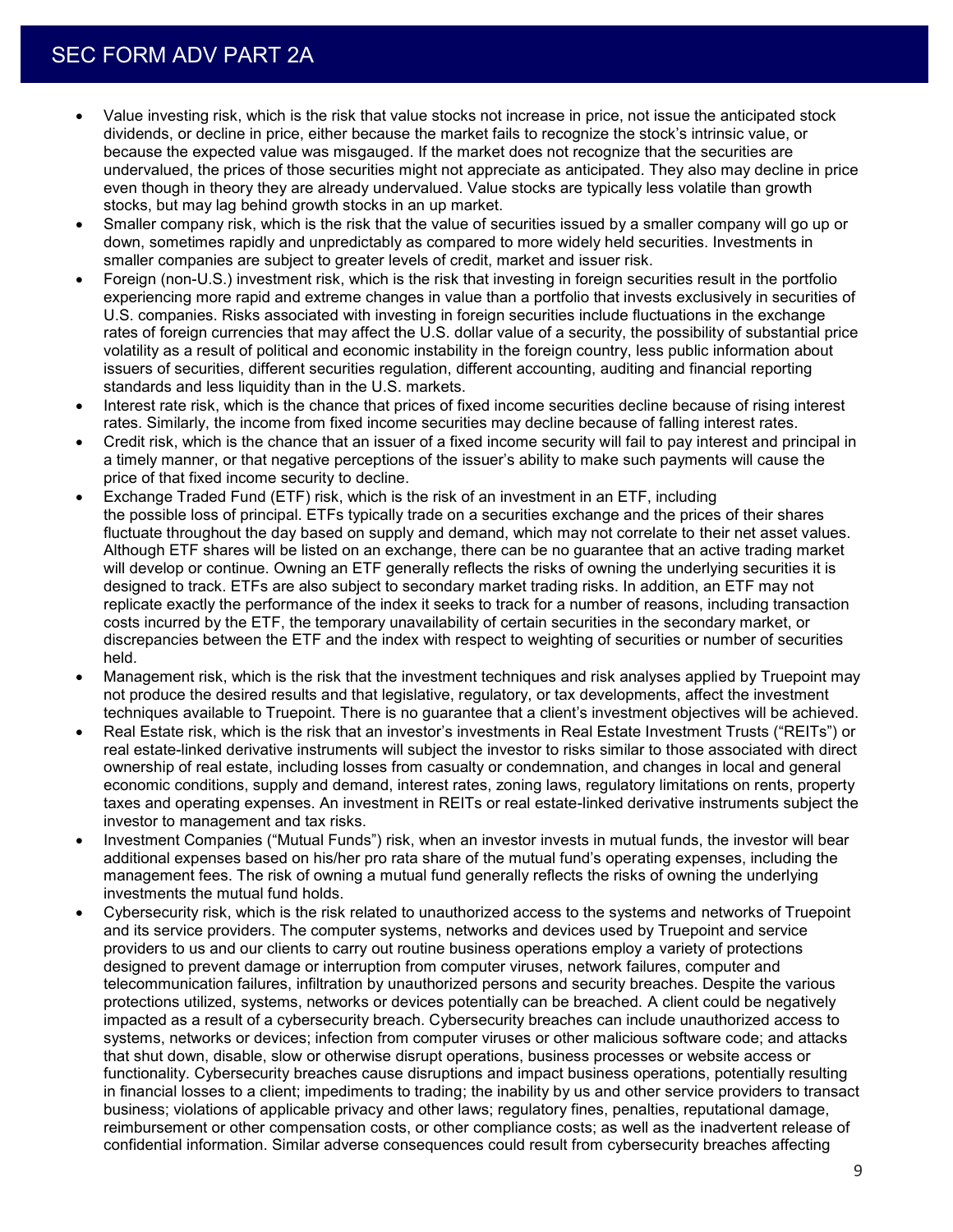- Value investing risk, which is the risk that value stocks not increase in price, not issue the anticipated stock dividends, or decline in price, either because the market fails to recognize the stock's intrinsic value, or because the expected value was misgauged. If the market does not recognize that the securities are undervalued, the prices of those securities might not appreciate as anticipated. They also may decline in price even though in theory they are already undervalued. Value stocks are typically less volatile than growth stocks, but may lag behind growth stocks in an up market.
- Smaller company risk, which is the risk that the value of securities issued by a smaller company will go up or down, sometimes rapidly and unpredictably as compared to more widely held securities. Investments in smaller companies are subject to greater levels of credit, market and issuer risk.
- Foreign (non-U.S.) investment risk, which is the risk that investing in foreign securities result in the portfolio experiencing more rapid and extreme changes in value than a portfolio that invests exclusively in securities of U.S. companies. Risks associated with investing in foreign securities include fluctuations in the exchange rates of foreign currencies that may affect the U.S. dollar value of a security, the possibility of substantial price volatility as a result of political and economic instability in the foreign country, less public information about issuers of securities, different securities regulation, different accounting, auditing and financial reporting standards and less liquidity than in the U.S. markets.
- Interest rate risk, which is the chance that prices of fixed income securities decline because of rising interest rates. Similarly, the income from fixed income securities may decline because of falling interest rates.
- Credit risk, which is the chance that an issuer of a fixed income security will fail to pay interest and principal in a timely manner, or that negative perceptions of the issuer's ability to make such payments will cause the price of that fixed income security to decline.
- Exchange Traded Fund (ETF) risk, which is the risk of an investment in an ETF, including the possible loss of principal. ETFs typically trade on a securities exchange and the prices of their shares fluctuate throughout the day based on supply and demand, which may not correlate to their net asset values. Although ETF shares will be listed on an exchange, there can be no guarantee that an active trading market will develop or continue. Owning an ETF generally reflects the risks of owning the underlying securities it is designed to track. ETFs are also subject to secondary market trading risks. In addition, an ETF may not replicate exactly the performance of the index it seeks to track for a number of reasons, including transaction costs incurred by the ETF, the temporary unavailability of certain securities in the secondary market, or discrepancies between the ETF and the index with respect to weighting of securities or number of securities held.
- Management risk, which is the risk that the investment techniques and risk analyses applied by Truepoint may not produce the desired results and that legislative, regulatory, or tax developments, affect the investment techniques available to Truepoint. There is no guarantee that a client's investment objectives will be achieved.
- Real Estate risk, which is the risk that an investor's investments in Real Estate Investment Trusts ("REITs") or real estate-linked derivative instruments will subject the investor to risks similar to those associated with direct ownership of real estate, including losses from casualty or condemnation, and changes in local and general economic conditions, supply and demand, interest rates, zoning laws, regulatory limitations on rents, property taxes and operating expenses. An investment in REITs or real estate-linked derivative instruments subject the investor to management and tax risks.
- Investment Companies ("Mutual Funds") risk, when an investor invests in mutual funds, the investor will bear additional expenses based on his/her pro rata share of the mutual fund's operating expenses, including the management fees. The risk of owning a mutual fund generally reflects the risks of owning the underlying investments the mutual fund holds.
- Cybersecurity risk, which is the risk related to unauthorized access to the systems and networks of Truepoint and its service providers. The computer systems, networks and devices used by Truepoint and service providers to us and our clients to carry out routine business operations employ a variety of protections designed to prevent damage or interruption from computer viruses, network failures, computer and telecommunication failures, infiltration by unauthorized persons and security breaches. Despite the various protections utilized, systems, networks or devices potentially can be breached. A client could be negatively impacted as a result of a cybersecurity breach. Cybersecurity breaches can include unauthorized access to systems, networks or devices; infection from computer viruses or other malicious software code; and attacks that shut down, disable, slow or otherwise disrupt operations, business processes or website access or functionality. Cybersecurity breaches cause disruptions and impact business operations, potentially resulting in financial losses to a client; impediments to trading; the inability by us and other service providers to transact business; violations of applicable privacy and other laws; regulatory fines, penalties, reputational damage, reimbursement or other compensation costs, or other compliance costs; as well as the inadvertent release of confidential information. Similar adverse consequences could result from cybersecurity breaches affecting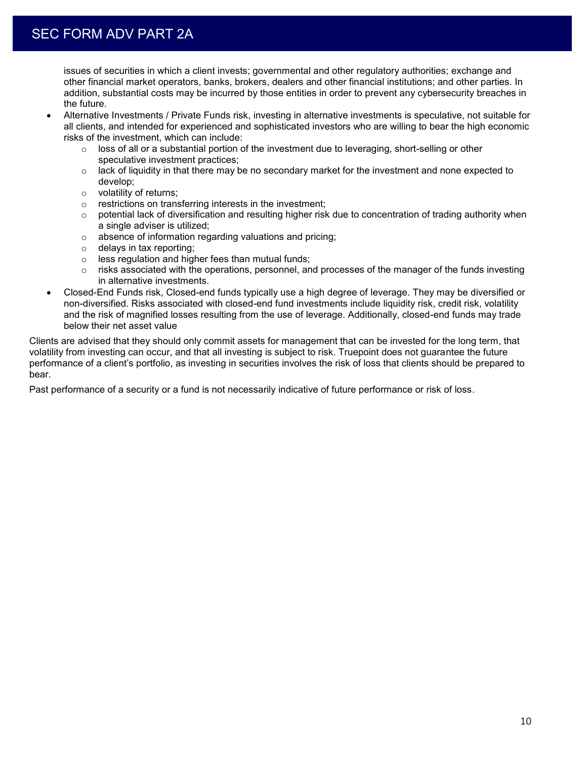issues of securities in which a client invests; governmental and other regulatory authorities; exchange and other financial market operators, banks, brokers, dealers and other financial institutions; and other parties. In addition, substantial costs may be incurred by those entities in order to prevent any cybersecurity breaches in the future.

- Alternative Investments / Private Funds risk, investing in alternative investments is speculative, not suitable for all clients, and intended for experienced and sophisticated investors who are willing to bear the high economic risks of the investment, which can include:
  - loss of all or a substantial portion of the investment due to leveraging, short-selling or other speculative investment practices;
  - lack of liquidity in that there may be no secondary market for the investment and none expected to develop;
  - volatility of returns;
  - restrictions on transferring interests in the investment;
  - potential lack of diversification and resulting higher risk due to concentration of trading authority when a single adviser is utilized;
  - absence of information regarding valuations and pricing;
  - delays in tax reporting;
  - less regulation and higher fees than mutual funds;
  - risks associated with the operations, personnel, and processes of the manager of the funds investing in alternative investments.
- Closed-End Funds risk, Closed-end funds typically use a high degree of leverage. They may be diversified or non-diversified. Risks associated with closed-end fund investments include liquidity risk, credit risk, volatility and the risk of magnified losses resulting from the use of leverage. Additionally, closed-end funds may trade below their net asset value

Clients are advised that they should only commit assets for management that can be invested for the long term, that volatility from investing can occur, and that all investing is subject to risk. Truepoint does not guarantee the future performance of a client's portfolio, as investing in securities involves the risk of loss that clients should be prepared to bear.

Past performance of a security or a fund is not necessarily indicative of future performance or risk of loss.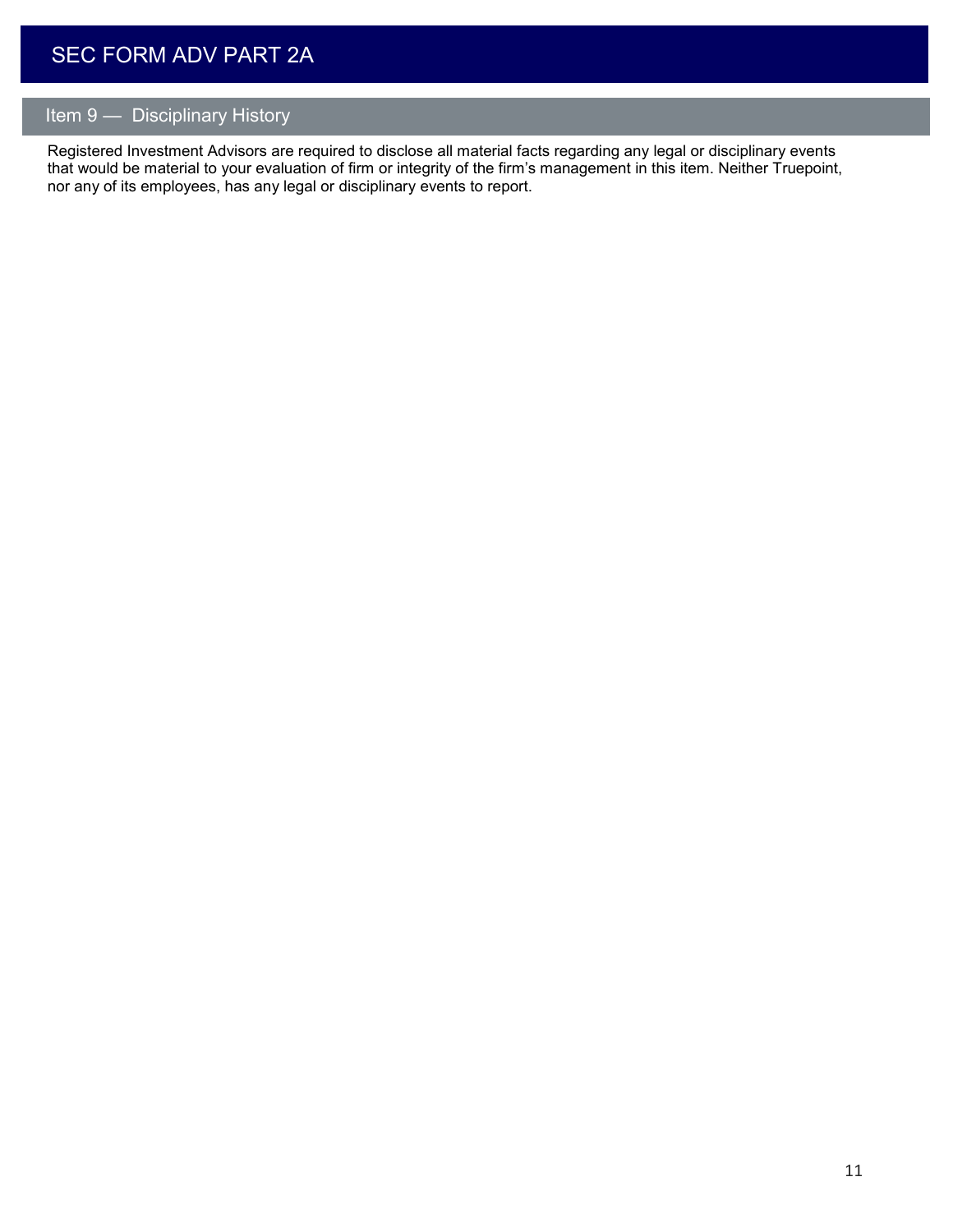## Item 9 — Disciplinary History

Registered Investment Advisors are required to disclose all material facts regarding any legal or disciplinary events that would be material to your evaluation of firm or integrity of the firm's management in this item. Neither Truepoint, nor any of its employees, has any legal or disciplinary events to report.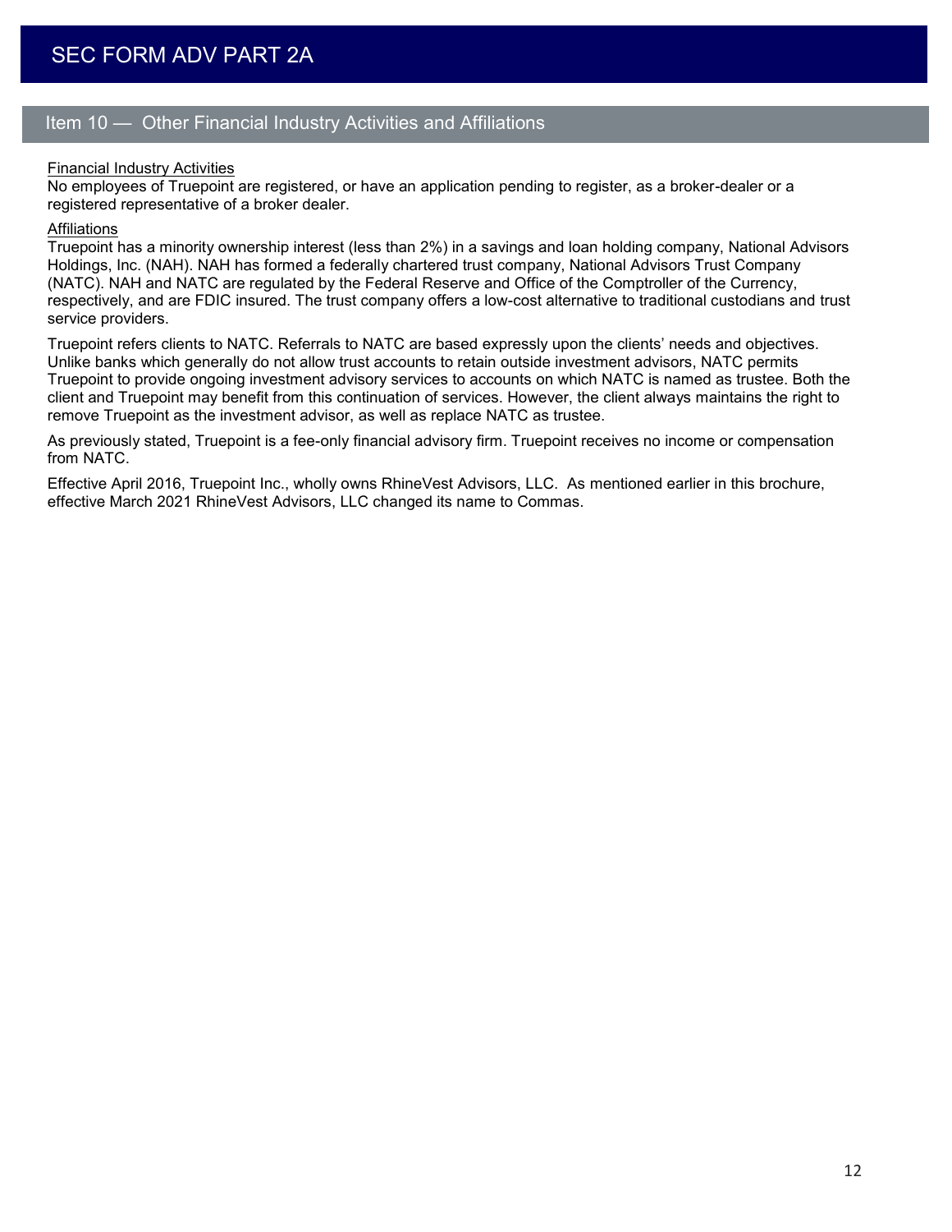## Item 10 — Other Financial Industry Activities and Affiliations

Financial Industry Activities

No employees of Truepoint are registered, or have an application pending to register, as a broker-dealer or a registered representative of a broker dealer.

Affiliations

Truepoint has a minority ownership interest (less than 2%) in a savings and loan holding company, National Advisors Holdings, Inc. (NAH). NAH has formed a federally chartered trust company, National Advisors Trust Company (NATC). NAH and NATC are regulated by the Federal Reserve and Office of the Comptroller of the Currency, respectively, and are FDIC insured. The trust company offers a low-cost alternative to traditional custodians and trust service providers.

Truepoint refers clients to NATC. Referrals to NATC are based expressly upon the clients' needs and objectives. Unlike banks which generally do not allow trust accounts to retain outside investment advisors, NATC permits Truepoint to provide ongoing investment advisory services to accounts on which NATC is named as trustee. Both the client and Truepoint may benefit from this continuation of services. However, the client always maintains the right to remove Truepoint as the investment advisor, as well as replace NATC as trustee.

As previously stated, Truepoint is a fee-only financial advisory firm. Truepoint receives no income or compensation from NATC.

Effective April 2016, Truepoint Inc., wholly owns RhineVest Advisors, LLC. As mentioned earlier in this brochure, effective March 2021 RhineVest Advisors, LLC changed its name to Commas.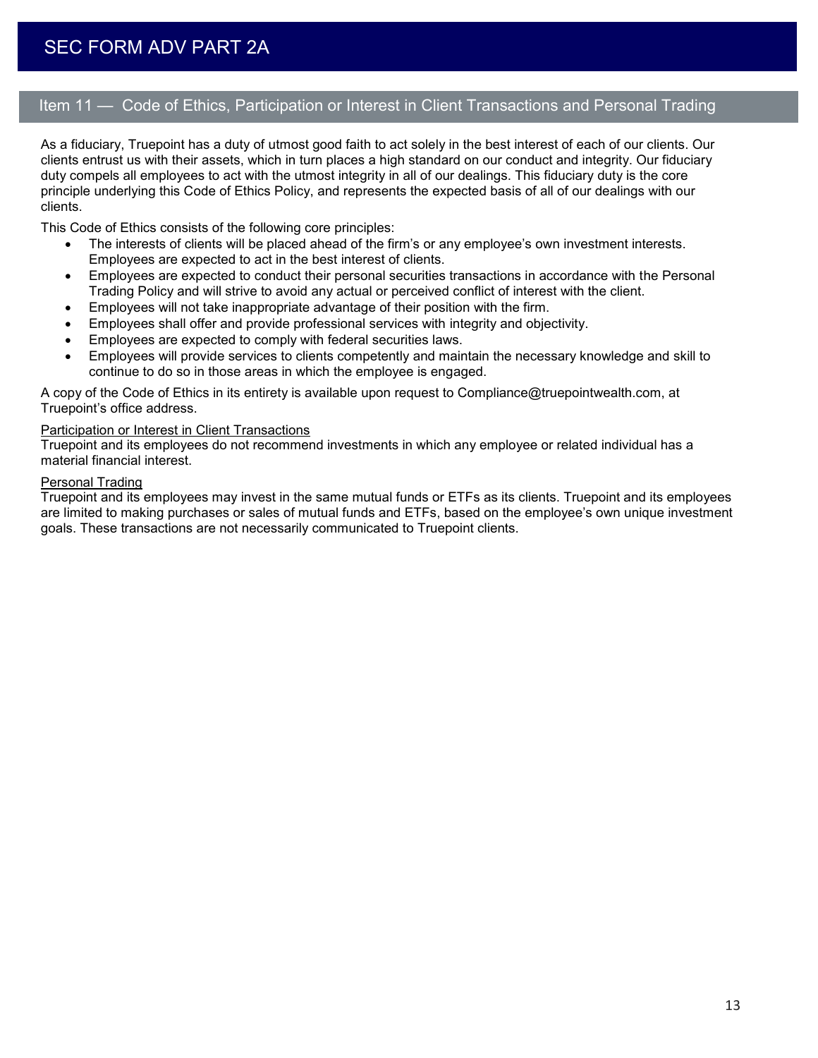## Item 11 — Code of Ethics, Participation or Interest in Client Transactions and Personal Trading

As a fiduciary, Truepoint has a duty of utmost good faith to act solely in the best interest of each of our clients. Our clients entrust us with their assets, which in turn places a high standard on our conduct and integrity. Our fiduciary duty compels all employees to act with the utmost integrity in all of our dealings. This fiduciary duty is the core principle underlying this Code of Ethics Policy, and represents the expected basis of all of our dealings with our clients.

This Code of Ethics consists of the following core principles:

- The interests of clients will be placed ahead of the firm's or any employee's own investment interests. Employees are expected to act in the best interest of clients.
- Employees are expected to conduct their personal securities transactions in accordance with the Personal Trading Policy and will strive to avoid any actual or perceived conflict of interest with the client.
- Employees will not take inappropriate advantage of their position with the firm.
- Employees shall offer and provide professional services with integrity and objectivity.
- Employees are expected to comply with federal securities laws.
- Employees will provide services to clients competently and maintain the necessary knowledge and skill to continue to do so in those areas in which the employee is engaged.

A copy of the Code of Ethics in its entirety is available upon request to Compliance@truepointwealth.com, at Truepoint's office address.

### Participation or Interest in Client Transactions

Truepoint and its employees do not recommend investments in which any employee or related individual has a material financial interest.

### Personal Trading

Truepoint and its employees may invest in the same mutual funds or ETFs as its clients. Truepoint and its employees are limited to making purchases or sales of mutual funds and ETFs, based on the employee's own unique investment goals. These transactions are not necessarily communicated to Truepoint clients.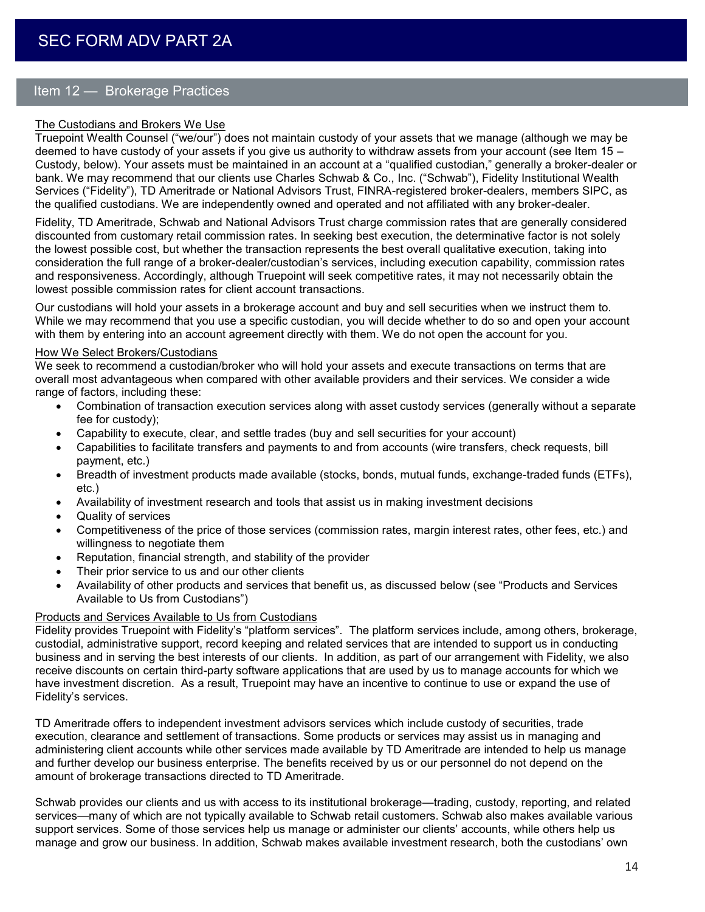## Item 12 — Brokerage Practices

<u>The Custodians and Brokers We Use</u>

Truepoint Wealth Counsel ("we/our") does not maintain custody of your assets that we manage (although we may be deemed to have custody of your assets if you give us authority to withdraw assets from your account (see Item 15 – Custody, below). Your assets must be maintained in an account at a "qualified custodian," generally a broker-dealer or bank. We may recommend that our clients use Charles Schwab & Co., Inc. ("Schwab"), Fidelity Institutional Wealth Services ("Fidelity"), TD Ameritrade or National Advisors Trust, FINRA-registered broker-dealers, members SIPC, as the qualified custodians. We are independently owned and operated and not affiliated with any broker-dealer.

Fidelity, TD Ameritrade, Schwab and National Advisors Trust charge commission rates that are generally considered discounted from customary retail commission rates. In seeking best execution, the determinative factor is not solely the lowest possible cost, but whether the transaction represents the best overall qualitative execution, taking into consideration the full range of a broker-dealer/custodian's services, including execution capability, commission rates and responsiveness. Accordingly, although Truepoint will seek competitive rates, it may not necessarily obtain the lowest possible commission rates for client account transactions.

Our custodians will hold your assets in a brokerage account and buy and sell securities when we instruct them to. While we may recommend that you use a specific custodian, you will decide whether to do so and open your account with them by entering into an account agreement directly with them. We do not open the account for you.

<u>How We Select Brokers/Custodians</u>

We seek to recommend a custodian/broker who will hold your assets and execute transactions on terms that are overall most advantageous when compared with other available providers and their services. We consider a wide range of factors, including these:

- Combination of transaction execution services along with asset custody services (generally without a separate fee for custody);
- Capability to execute, clear, and settle trades (buy and sell securities for your account)
- Capabilities to facilitate transfers and payments to and from accounts (wire transfers, check requests, bill payment, etc.)
- Breadth of investment products made available (stocks, bonds, mutual funds, exchange-traded funds (ETFs), etc.)
- Availability of investment research and tools that assist us in making investment decisions
- Quality of services
- Competitiveness of the price of those services (commission rates, margin interest rates, other fees, etc.) and willingness to negotiate them
- Reputation, financial strength, and stability of the provider
- Their prior service to us and our other clients
- Availability of other products and services that benefit us, as discussed below (see "Products and Services Available to Us from Custodians")

<u>Products and Services Available to Us from Custodians</u>

Fidelity provides Truepoint with Fidelity's "platform services". The platform services include, among others, brokerage, custodial, administrative support, record keeping and related services that are intended to support us in conducting business and in serving the best interests of our clients. In addition, as part of our arrangement with Fidelity, we also receive discounts on certain third-party software applications that are used by us to manage accounts for which we have investment discretion. As a result, Truepoint may have an incentive to continue to use or expand the use of Fidelity's services.

TD Ameritrade offers to independent investment advisors services which include custody of securities, trade execution, clearance and settlement of transactions. Some products or services may assist us in managing and administering client accounts while other services made available by TD Ameritrade are intended to help us manage and further develop our business enterprise. The benefits received by us or our personnel do not depend on the amount of brokerage transactions directed to TD Ameritrade.

Schwab provides our clients and us with access to its institutional brokerage—trading, custody, reporting, and related services—many of which are not typically available to Schwab retail customers. Schwab also makes available various support services. Some of those services help us manage or administer our clients' accounts, while others help us manage and grow our business. In addition, Schwab makes available investment research, both the custodians' own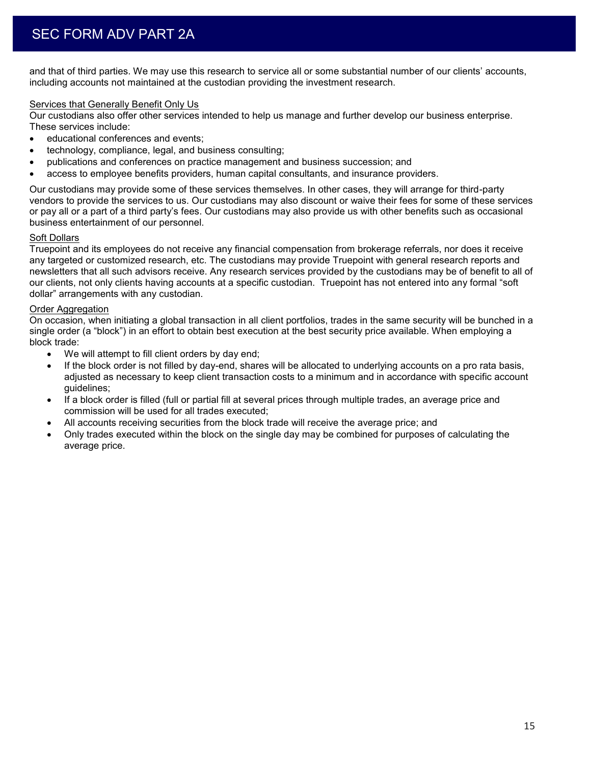and that of third parties. We may use this research to service all or some substantial number of our clients' accounts, including accounts not maintained at the custodian providing the investment research.

Services that Generally Benefit Only Us

Our custodians also offer other services intended to help us manage and further develop our business enterprise. These services include:

- educational conferences and events;
- technology, compliance, legal, and business consulting;
- publications and conferences on practice management and business succession; and
- access to employee benefits providers, human capital consultants, and insurance providers.

Our custodians may provide some of these services themselves. In other cases, they will arrange for third-party vendors to provide the services to us. Our custodians may also discount or waive their fees for some of these services or pay all or a part of a third party's fees. Our custodians may also provide us with other benefits such as occasional business entertainment of our personnel.

Soft Dollars

Truepoint and its employees do not receive any financial compensation from brokerage referrals, nor does it receive any targeted or customized research, etc. The custodians may provide Truepoint with general research reports and newsletters that all such advisors receive. Any research services provided by the custodians may be of benefit to all of our clients, not only clients having accounts at a specific custodian. Truepoint has not entered into any formal "soft dollar" arrangements with any custodian.

Order Aggregation

On occasion, when initiating a global transaction in all client portfolios, trades in the same security will be bunched in a single order (a "block") in an effort to obtain best execution at the best security price available. When employing a block trade:

- We will attempt to fill client orders by day end;
- If the block order is not filled by day-end, shares will be allocated to underlying accounts on a pro rata basis, adjusted as necessary to keep client transaction costs to a minimum and in accordance with specific account guidelines;
- If a block order is filled (full or partial fill at several prices through multiple trades, an average price and commission will be used for all trades executed;
- All accounts receiving securities from the block trade will receive the average price; and
- Only trades executed within the block on the single day may be combined for purposes of calculating the average price.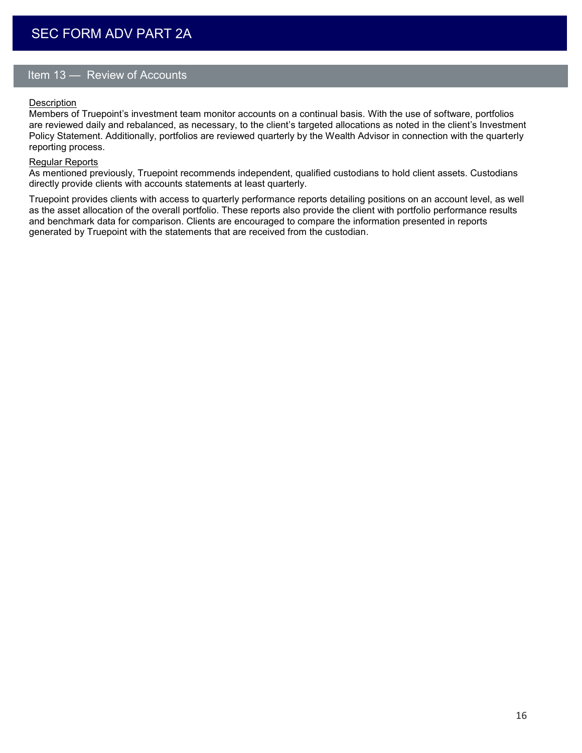## Item 13 — Review of Accounts

<u>Description</u>

Members of Truepoint's investment team monitor accounts on a continual basis. With the use of software, portfolios are reviewed daily and rebalanced, as necessary, to the client's targeted allocations as noted in the client's Investment Policy Statement. Additionally, portfolios are reviewed quarterly by the Wealth Advisor in connection with the quarterly reporting process.

<u>Regular Reports</u>

As mentioned previously, Truepoint recommends independent, qualified custodians to hold client assets. Custodians directly provide clients with accounts statements at least quarterly.

Truepoint provides clients with access to quarterly performance reports detailing positions on an account level, as well as the asset allocation of the overall portfolio. These reports also provide the client with portfolio performance results and benchmark data for comparison. Clients are encouraged to compare the information presented in reports generated by Truepoint with the statements that are received from the custodian.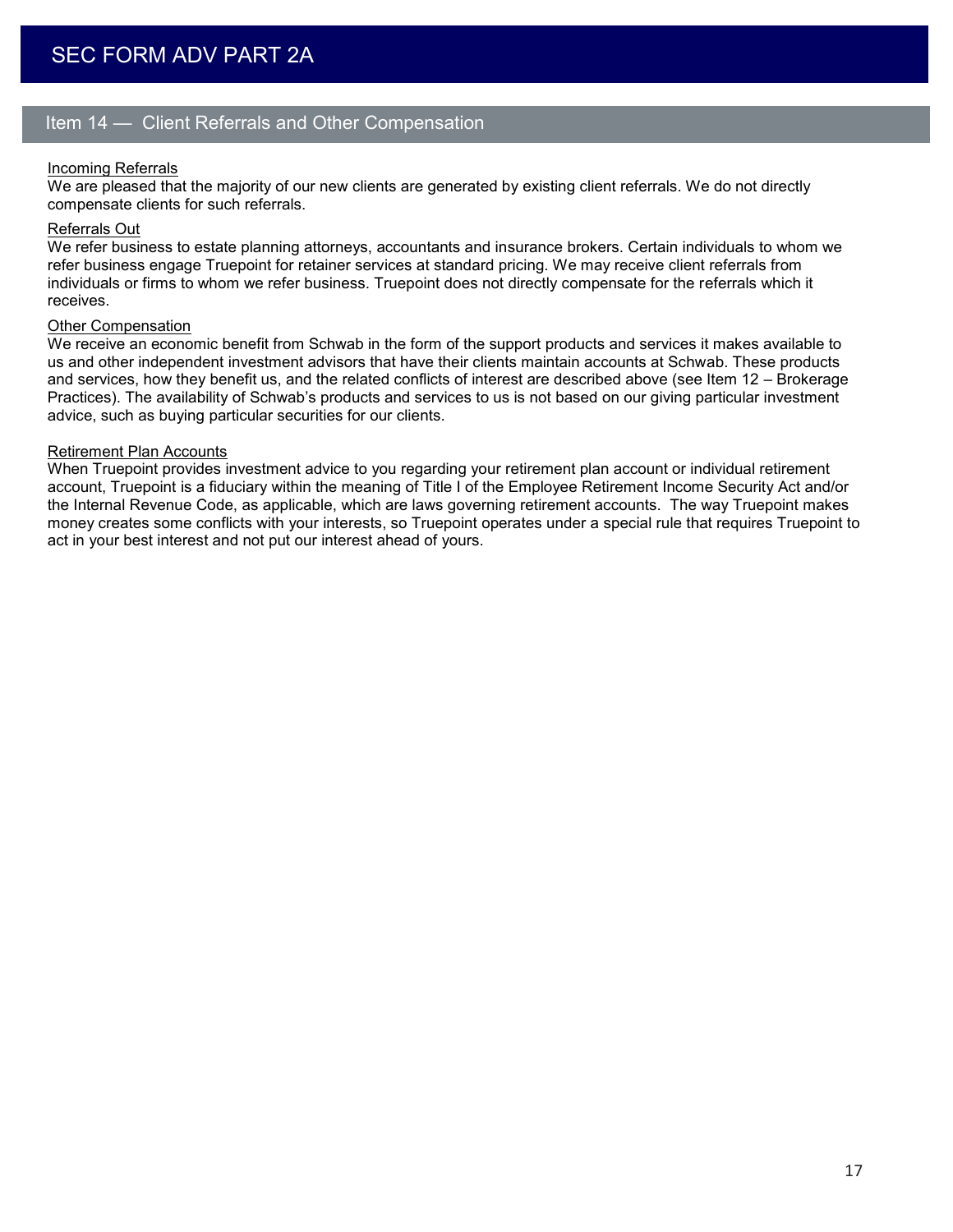## Item 14 — Client Referrals and Other Compensation

Incoming Referrals

We are pleased that the majority of our new clients are generated by existing client referrals. We do not directly compensate clients for such referrals.

Referrals Out

We refer business to estate planning attorneys, accountants and insurance brokers. Certain individuals to whom we refer business engage Truepoint for retainer services at standard pricing. We may receive client referrals from individuals or firms to whom we refer business. Truepoint does not directly compensate for the referrals which it receives.

Other Compensation

We receive an economic benefit from Schwab in the form of the support products and services it makes available to us and other independent investment advisors that have their clients maintain accounts at Schwab. These products and services, how they benefit us, and the related conflicts of interest are described above (see Item 12 – Brokerage Practices). The availability of Schwab's products and services to us is not based on our giving particular investment advice, such as buying particular securities for our clients.

Retirement Plan Accounts

When Truepoint provides investment advice to you regarding your retirement plan account or individual retirement account, Truepoint is a fiduciary within the meaning of Title I of the Employee Retirement Income Security Act and/or the Internal Revenue Code, as applicable, which are laws governing retirement accounts. The way Truepoint makes money creates some conflicts with your interests, so Truepoint operates under a special rule that requires Truepoint to act in your best interest and not put our interest ahead of yours.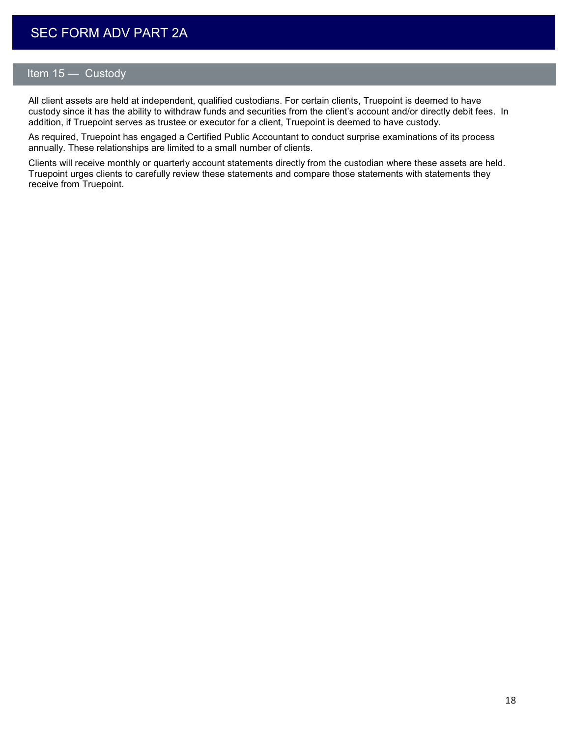## Item 15 — Custody

All client assets are held at independent, qualified custodians. For certain clients, Truepoint is deemed to have custody since it has the ability to withdraw funds and securities from the client's account and/or directly debit fees. In addition, if Truepoint serves as trustee or executor for a client, Truepoint is deemed to have custody.

As required, Truepoint has engaged a Certified Public Accountant to conduct surprise examinations of its process annually. These relationships are limited to a small number of clients.

Clients will receive monthly or quarterly account statements directly from the custodian where these assets are held. Truepoint urges clients to carefully review these statements and compare those statements with statements they receive from Truepoint.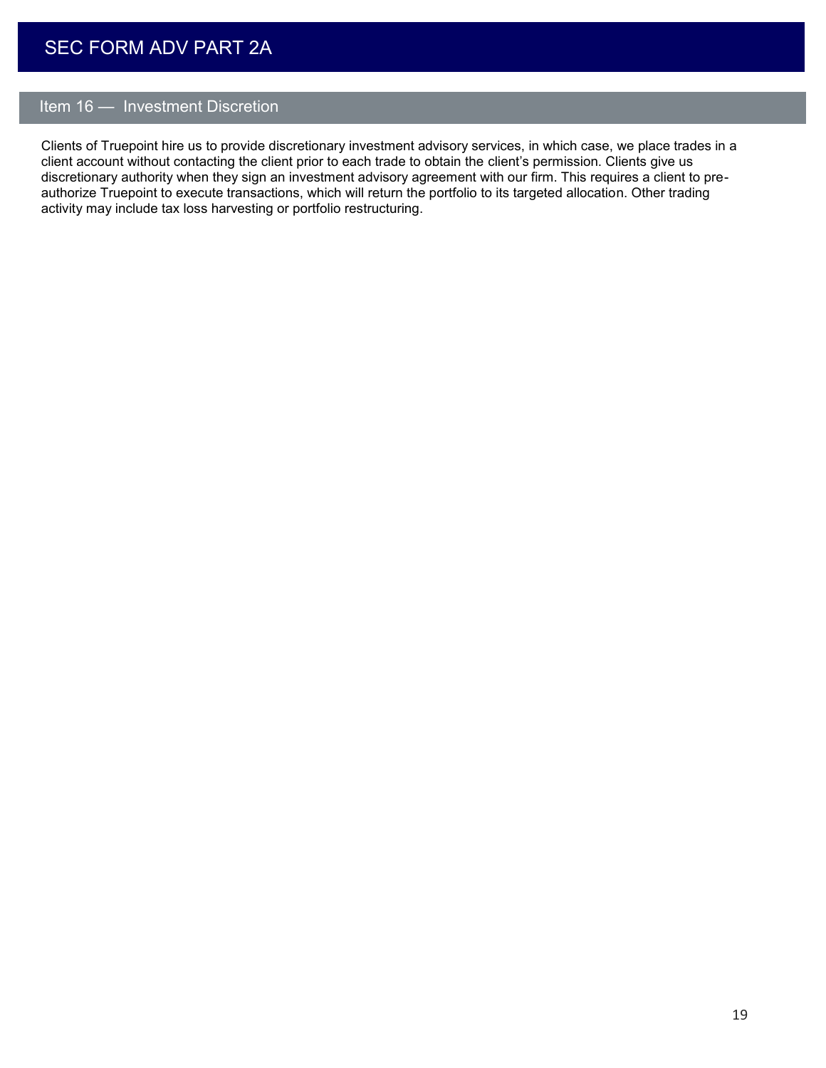## Item 16 — Investment Discretion

Clients of Truepoint hire us to provide discretionary investment advisory services, in which case, we place trades in a client account without contacting the client prior to each trade to obtain the client's permission. Clients give us discretionary authority when they sign an investment advisory agreement with our firm. This requires a client to pre-authorize Truepoint to execute transactions, which will return the portfolio to its targeted allocation. Other trading activity may include tax loss harvesting or portfolio restructuring.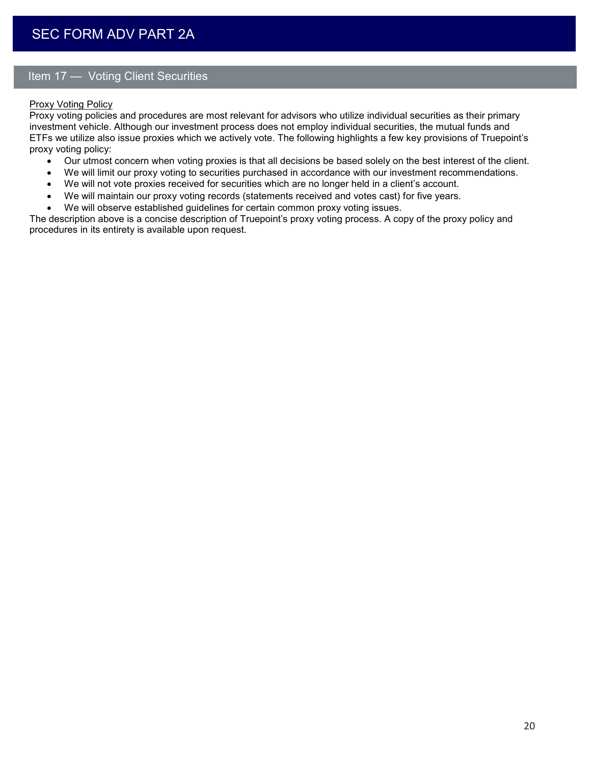# SEC FORM ADV PART 2A

## Item 17 — Voting Client Securities

<u>Proxy Voting Policy</u>

Proxy voting policies and procedures are most relevant for advisors who utilize individual securities as their primary investment vehicle. Although our investment process does not employ individual securities, the mutual funds and ETFs we utilize also issue proxies which we actively vote. The following highlights a few key provisions of Truepoint's proxy voting policy:

- Our utmost concern when voting proxies is that all decisions be based solely on the best interest of the client.
- We will limit our proxy voting to securities purchased in accordance with our investment recommendations.
- We will not vote proxies received for securities which are no longer held in a client's account.
- We will maintain our proxy voting records (statements received and votes cast) for five years.
- We will observe established guidelines for certain common proxy voting issues.

The description above is a concise description of Truepoint's proxy voting process. A copy of the proxy policy and procedures in its entirety is available upon request.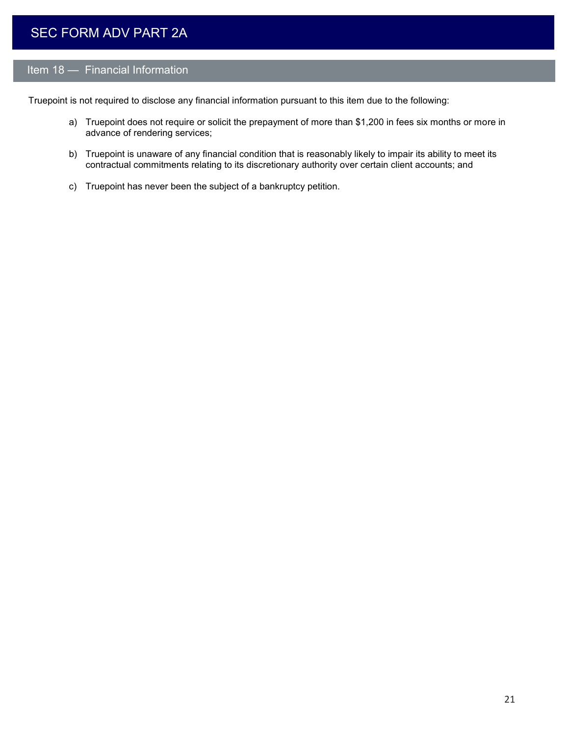# SEC FORM ADV PART 2A

## Item 18 — Financial Information

Truepoint is not required to disclose any financial information pursuant to this item due to the following:

a) Truepoint does not require or solicit the prepayment of more than $1,200 in fees six months or more in advance of rendering services;

b) Truepoint is unaware of any financial condition that is reasonably likely to impair its ability to meet its contractual commitments relating to its discretionary authority over certain client accounts; and

c) Truepoint has never been the subject of a bankruptcy petition.